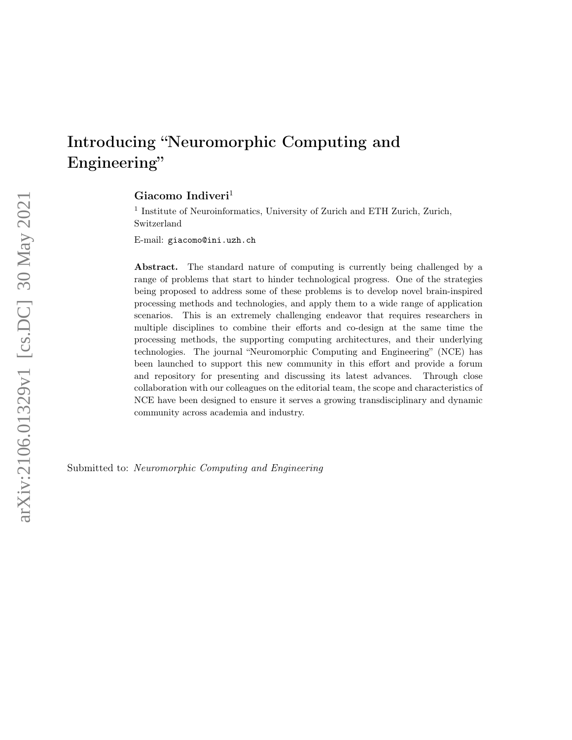# Introducing "Neuromorphic Computing and Engineering"

**Giacomo Indiveri**[1]

[1] Institute of Neuroinformatics, University of Zurich and ETH Zurich, Zurich, Switzerland

E-mail: `giacomo@ini.uzh.ch`

**Abstract.** The standard nature of computing is currently being challenged by a range of problems that start to hinder technological progress. One of the strategies being proposed to address some of these problems is to develop novel brain-inspired processing methods and technologies, and apply them to a wide range of application scenarios. This is an extremely challenging endeavor that requires researchers in multiple disciplines to combine their efforts and co-design at the same time the processing methods, the supporting computing architectures, and their underlying technologies. The journal "Neuromorphic Computing and Engineering" (NCE) has been launched to support this new community in this effort and provide a forum and repository for presenting and discussing its latest advances. Through close collaboration with our colleagues on the editorial team, the scope and characteristics of NCE have been designed to ensure it serves a growing transdisciplinary and dynamic community across academia and industry.

Submitted to: *Neuromorphic Computing and Engineering*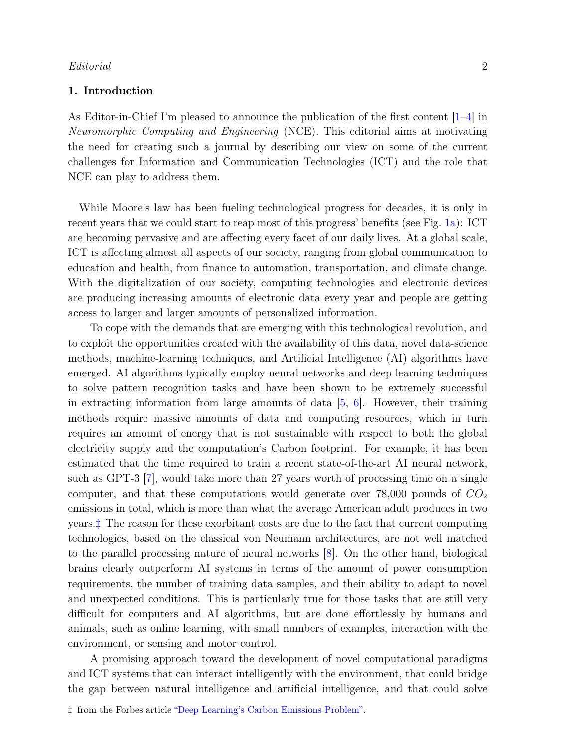## 1. Introduction

As Editor-in-Chief I'm pleased to announce the publication of the first content [1–4] in *Neuromorphic Computing and Engineering* (NCE). This editorial aims at motivating the need for creating such a journal by describing our view on some of the current challenges for Information and Communication Technologies (ICT) and the role that NCE can play to address them.

While Moore's law has been fueling technological progress for decades, it is only in recent years that we could start to reap most of this progress' benefits (see Fig. 1a): ICT are becoming pervasive and are affecting every facet of our daily lives. At a global scale, ICT is affecting almost all aspects of our society, ranging from global communication to education and health, from finance to automation, transportation, and climate change. With the digitalization of our society, computing technologies and electronic devices are producing increasing amounts of electronic data every year and people are getting access to larger and larger amounts of personalized information.

To cope with the demands that are emerging with this technological revolution, and to exploit the opportunities created with the availability of this data, novel data-science methods, machine-learning techniques, and Artificial Intelligence (AI) algorithms have emerged. AI algorithms typically employ neural networks and deep learning techniques to solve pattern recognition tasks and have been shown to be extremely successful in extracting information from large amounts of data [5, 6]. However, their training methods require massive amounts of data and computing resources, which in turn requires an amount of energy that is not sustainable with respect to both the global electricity supply and the computation's Carbon footprint. For example, it has been estimated that the time required to train a recent state-of-the-art AI neural network, such as GPT-3 [7], would take more than 27 years worth of processing time on a single computer, and that these computations would generate over 78,000 pounds of $CO_2$ emissions in total, which is more than what the average American adult produces in two years.‡ The reason for these exorbitant costs are due to the fact that current computing technologies, based on the classical von Neumann architectures, are not well matched to the parallel processing nature of neural networks [8]. On the other hand, biological brains clearly outperform AI systems in terms of the amount of power consumption requirements, the number of training data samples, and their ability to adapt to novel and unexpected conditions. This is particularly true for those tasks that are still very difficult for computers and AI algorithms, but are done effortlessly by humans and animals, such as online learning, with small numbers of examples, interaction with the environment, or sensing and motor control.

A promising approach toward the development of novel computational paradigms and ICT systems that can interact intelligently with the environment, that could bridge the gap between natural intelligence and artificial intelligence, and that could solve

‡ from the Forbes article "Deep Learning's Carbon Emissions Problem".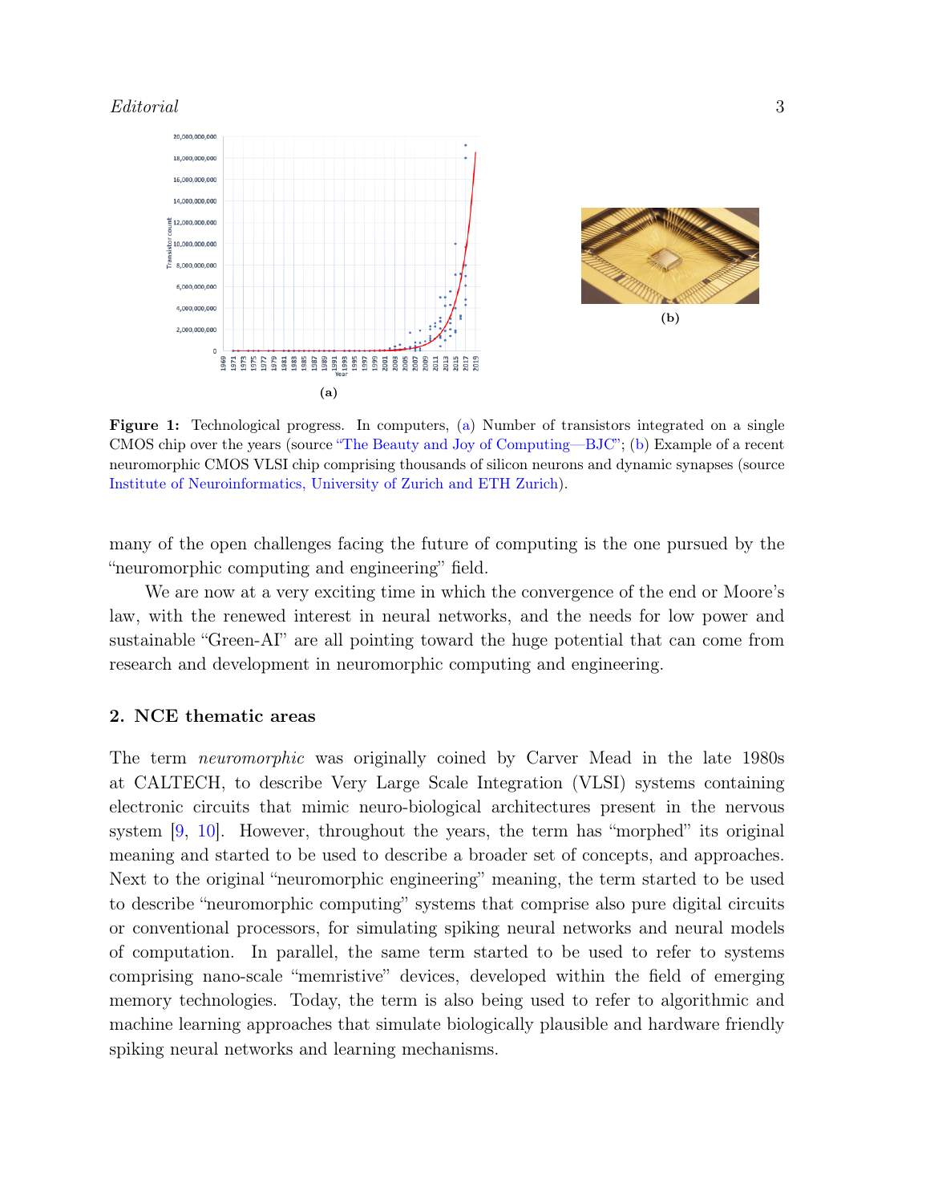**Figure 1:** Technological progress. In computers, (a) Number of transistors integrated on a single CMOS chip over the years (source "The Beauty and Joy of Computing—BJC"; (b) Example of a recent neuromorphic CMOS VLSI chip comprising thousands of silicon neurons and dynamic synapses (source Institute of Neuroinformatics, University of Zurich and ETH Zurich).

many of the open challenges facing the future of computing is the one pursued by the "neuromorphic computing and engineering" field.

We are now at a very exciting time in which the convergence of the end or Moore's law, with the renewed interest in neural networks, and the needs for low power and sustainable "Green-AI" are all pointing toward the huge potential that can come from research and development in neuromorphic computing and engineering.

## 2. NCE thematic areas

The term *neuromorphic* was originally coined by Carver Mead in the late 1980s at CALTECH, to describe Very Large Scale Integration (VLSI) systems containing electronic circuits that mimic neuro-biological architectures present in the nervous system [9, 10]. However, throughout the years, the term has "morphed" its original meaning and started to be used to describe a broader set of concepts, and approaches. Next to the original "neuromorphic engineering" meaning, the term started to be used to describe "neuromorphic computing" systems that comprise also pure digital circuits or conventional processors, for simulating spiking neural networks and neural models of computation. In parallel, the same term started to be used to refer to systems comprising nano-scale "memristive" devices, developed within the field of emerging memory technologies. Today, the term is also being used to refer to algorithmic and machine learning approaches that simulate biologically plausible and hardware friendly spiking neural networks and learning mechanisms.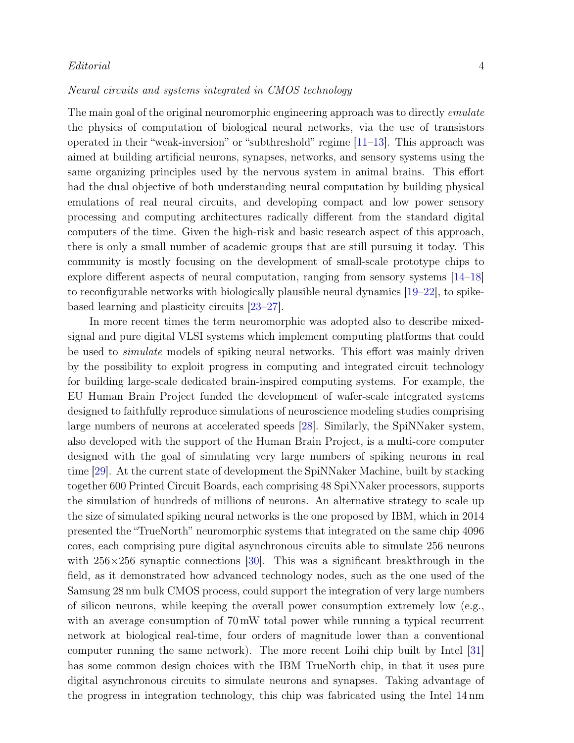*Neural circuits and systems integrated in CMOS technology*

The main goal of the original neuromorphic engineering approach was to directly *emulate* the physics of computation of biological neural networks, via the use of transistors operated in their "weak-inversion" or "subthreshold" regime [11–13]. This approach was aimed at building artificial neurons, synapses, networks, and sensory systems using the same organizing principles used by the nervous system in animal brains. This effort had the dual objective of both understanding neural computation by building physical emulations of real neural circuits, and developing compact and low power sensory processing and computing architectures radically different from the standard digital computers of the time. Given the high-risk and basic research aspect of this approach, there is only a small number of academic groups that are still pursuing it today. This community is mostly focusing on the development of small-scale prototype chips to explore different aspects of neural computation, ranging from sensory systems [14–18] to reconfigurable networks with biologically plausible neural dynamics [19–22], to spike-based learning and plasticity circuits [23–27].

In more recent times the term neuromorphic was adopted also to describe mixed-signal and pure digital VLSI systems which implement computing platforms that could be used to *simulate* models of spiking neural networks. This effort was mainly driven by the possibility to exploit progress in computing and integrated circuit technology for building large-scale dedicated brain-inspired computing systems. For example, the EU Human Brain Project funded the development of wafer-scale integrated systems designed to faithfully reproduce simulations of neuroscience modeling studies comprising large numbers of neurons at accelerated speeds [28]. Similarly, the SpiNNaker system, also developed with the support of the Human Brain Project, is a multi-core computer designed with the goal of simulating very large numbers of spiking neurons in real time [29]. At the current state of development the SpiNNaker Machine, built by stacking together 600 Printed Circuit Boards, each comprising 48 SpiNNaker processors, supports the simulation of hundreds of millions of neurons. An alternative strategy to scale up the size of simulated spiking neural networks is the one proposed by IBM, which in 2014 presented the "TrueNorth" neuromorphic systems that integrated on the same chip 4096 cores, each comprising pure digital asynchronous circuits able to simulate 256 neurons with $256{\times}256$ synaptic connections [30]. This was a significant breakthrough in the field, as it demonstrated how advanced technology nodes, such as the one used of the Samsung 28 nm bulk CMOS process, could support the integration of very large numbers of silicon neurons, while keeping the overall power consumption extremely low (e.g., with an average consumption of 70 mW total power while running a typical recurrent network at biological real-time, four orders of magnitude lower than a conventional computer running the same network). The more recent Loihi chip built by Intel [31] has some common design choices with the IBM TrueNorth chip, in that it uses pure digital asynchronous circuits to simulate neurons and synapses. Taking advantage of the progress in integration technology, this chip was fabricated using the Intel 14 nm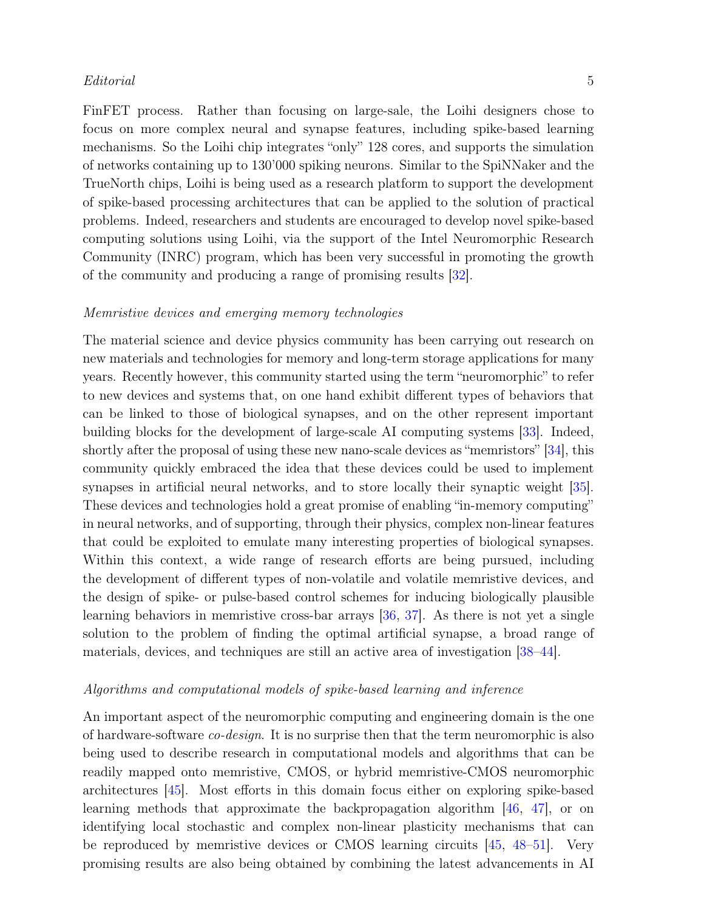FinFET process. Rather than focusing on large-sale, the Loihi designers chose to focus on more complex neural and synapse features, including spike-based learning mechanisms. So the Loihi chip integrates "only" 128 cores, and supports the simulation of networks containing up to 130'000 spiking neurons. Similar to the SpiNNaker and the TrueNorth chips, Loihi is being used as a research platform to support the development of spike-based processing architectures that can be applied to the solution of practical problems. Indeed, researchers and students are encouraged to develop novel spike-based computing solutions using Loihi, via the support of the Intel Neuromorphic Research Community (INRC) program, which has been very successful in promoting the growth of the community and producing a range of promising results [32].

*Memristive devices and emerging memory technologies*

The material science and device physics community has been carrying out research on new materials and technologies for memory and long-term storage applications for many years. Recently however, this community started using the term "neuromorphic" to refer to new devices and systems that, on one hand exhibit different types of behaviors that can be linked to those of biological synapses, and on the other represent important building blocks for the development of large-scale AI computing systems [33]. Indeed, shortly after the proposal of using these new nano-scale devices as "memristors" [34], this community quickly embraced the idea that these devices could be used to implement synapses in artificial neural networks, and to store locally their synaptic weight [35]. These devices and technologies hold a great promise of enabling "in-memory computing" in neural networks, and of supporting, through their physics, complex non-linear features that could be exploited to emulate many interesting properties of biological synapses. Within this context, a wide range of research efforts are being pursued, including the development of different types of non-volatile and volatile memristive devices, and the design of spike- or pulse-based control schemes for inducing biologically plausible learning behaviors in memristive cross-bar arrays [36, 37]. As there is not yet a single solution to the problem of finding the optimal artificial synapse, a broad range of materials, devices, and techniques are still an active area of investigation [38–44].

*Algorithms and computational models of spike-based learning and inference*

An important aspect of the neuromorphic computing and engineering domain is the one of hardware-software *co-design*. It is no surprise then that the term neuromorphic is also being used to describe research in computational models and algorithms that can be readily mapped onto memristive, CMOS, or hybrid memristive-CMOS neuromorphic architectures [45]. Most efforts in this domain focus either on exploring spike-based learning methods that approximate the backpropagation algorithm [46, 47], or on identifying local stochastic and complex non-linear plasticity mechanisms that can be reproduced by memristive devices or CMOS learning circuits [45, 48–51]. Very promising results are also being obtained by combining the latest advancements in AI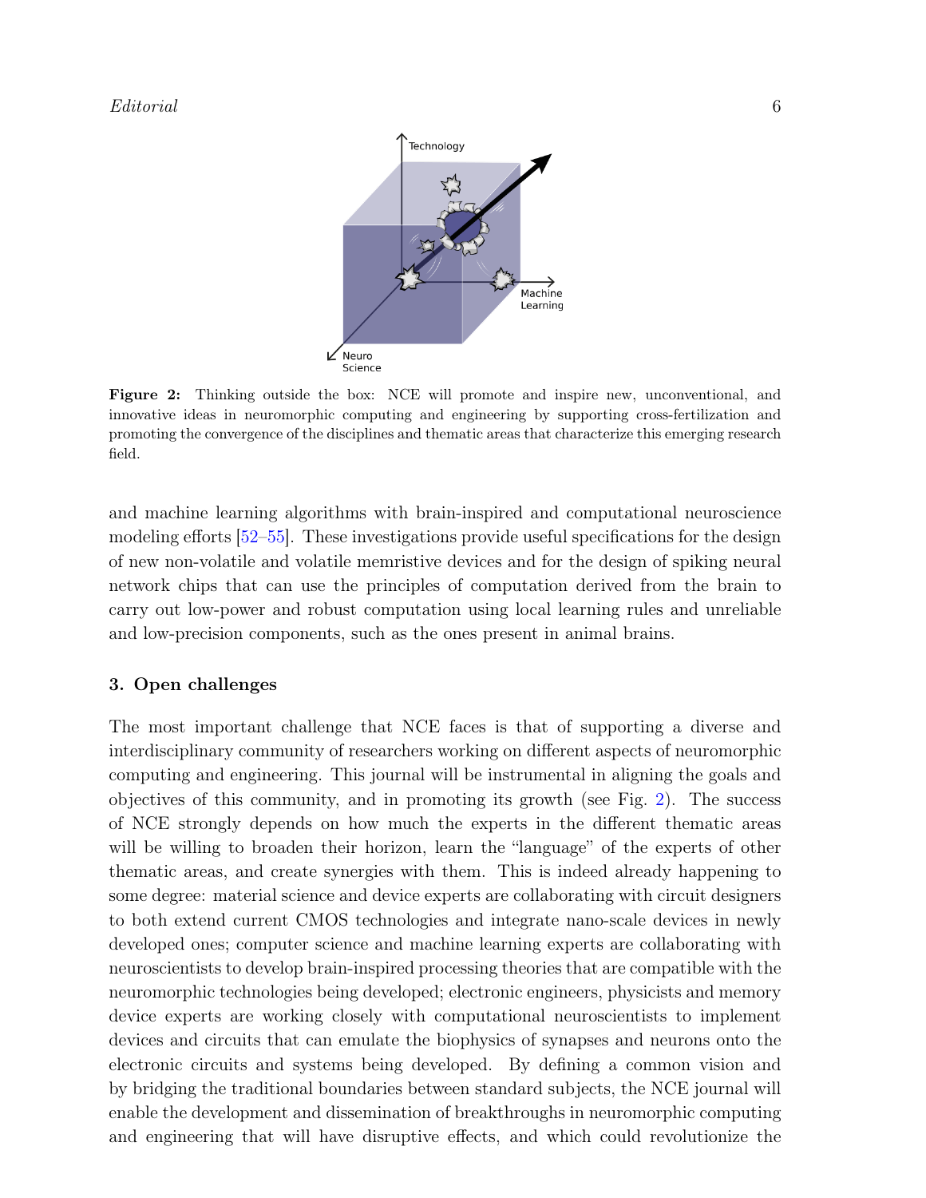**Figure 2:** Thinking outside the box: NCE will promote and inspire new, unconventional, and innovative ideas in neuromorphic computing and engineering by supporting cross-fertilization and promoting the convergence of the disciplines and thematic areas that characterize this emerging research field.

and machine learning algorithms with brain-inspired and computational neuroscience modeling efforts [52–55]. These investigations provide useful specifications for the design of new non-volatile and volatile memristive devices and for the design of spiking neural network chips that can use the principles of computation derived from the brain to carry out low-power and robust computation using local learning rules and unreliable and low-precision components, such as the ones present in animal brains.

## 3. Open challenges

The most important challenge that NCE faces is that of supporting a diverse and interdisciplinary community of researchers working on different aspects of neuromorphic computing and engineering. This journal will be instrumental in aligning the goals and objectives of this community, and in promoting its growth (see Fig. 2). The success of NCE strongly depends on how much the experts in the different thematic areas will be willing to broaden their horizon, learn the "language" of the experts of other thematic areas, and create synergies with them. This is indeed already happening to some degree: material science and device experts are collaborating with circuit designers to both extend current CMOS technologies and integrate nano-scale devices in newly developed ones; computer science and machine learning experts are collaborating with neuroscientists to develop brain-inspired processing theories that are compatible with the neuromorphic technologies being developed; electronic engineers, physicists and memory device experts are working closely with computational neuroscientists to implement devices and circuits that can emulate the biophysics of synapses and neurons onto the electronic circuits and systems being developed. By defining a common vision and by bridging the traditional boundaries between standard subjects, the NCE journal will enable the development and dissemination of breakthroughs in neuromorphic computing and engineering that will have disruptive effects, and which could revolutionize the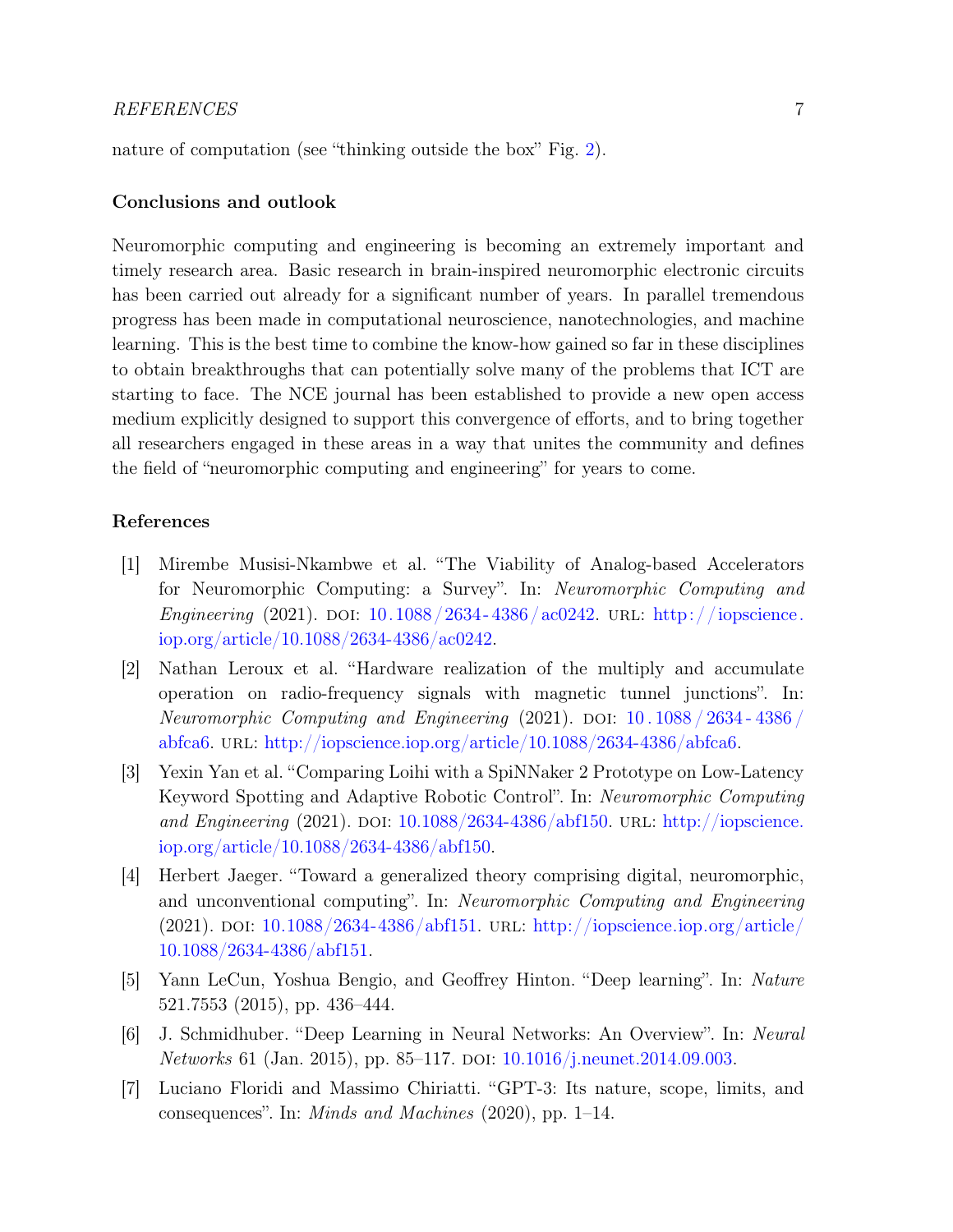nature of computation (see "thinking outside the box" Fig. 2).

### Conclusions and outlook

Neuromorphic computing and engineering is becoming an extremely important and timely research area. Basic research in brain-inspired neuromorphic electronic circuits has been carried out already for a significant number of years. In parallel tremendous progress has been made in computational neuroscience, nanotechnologies, and machine learning. This is the best time to combine the know-how gained so far in these disciplines to obtain breakthroughs that can potentially solve many of the problems that ICT are starting to face. The NCE journal has been established to provide a new open access medium explicitly designed to support this convergence of efforts, and to bring together all researchers engaged in these areas in a way that unites the community and defines the field of "neuromorphic computing and engineering" for years to come.

### References

[1] Mirembe Musisi-Nkambwe et al. "The Viability of Analog-based Accelerators for Neuromorphic Computing: a Survey". In: *Neuromorphic Computing and Engineering* (2021). DOI: 10.1088/2634-4386/ac0242. URL: http://iopscience.iop.org/article/10.1088/2634-4386/ac0242.

[2] Nathan Leroux et al. "Hardware realization of the multiply and accumulate operation on radio-frequency signals with magnetic tunnel junctions". In: *Neuromorphic Computing and Engineering* (2021). DOI: 10.1088/2634-4386/abfca6. URL: http://iopscience.iop.org/article/10.1088/2634-4386/abfca6.

[3] Yexin Yan et al. "Comparing Loihi with a SpiNNaker 2 Prototype on Low-Latency Keyword Spotting and Adaptive Robotic Control". In: *Neuromorphic Computing and Engineering* (2021). DOI: 10.1088/2634-4386/abf150. URL: http://iopscience.iop.org/article/10.1088/2634-4386/abf150.

[4] Herbert Jaeger. "Toward a generalized theory comprising digital, neuromorphic, and unconventional computing". In: *Neuromorphic Computing and Engineering* (2021). DOI: 10.1088/2634-4386/abf151. URL: http://iopscience.iop.org/article/10.1088/2634-4386/abf151.

[5] Yann LeCun, Yoshua Bengio, and Geoffrey Hinton. "Deep learning". In: *Nature* 521.7553 (2015), pp. 436–444.

[6] J. Schmidhuber. "Deep Learning in Neural Networks: An Overview". In: *Neural Networks* 61 (Jan. 2015), pp. 85–117. DOI: 10.1016/j.neunet.2014.09.003.

[7] Luciano Floridi and Massimo Chiriatti. "GPT-3: Its nature, scope, limits, and consequences". In: *Minds and Machines* (2020), pp. 1–14.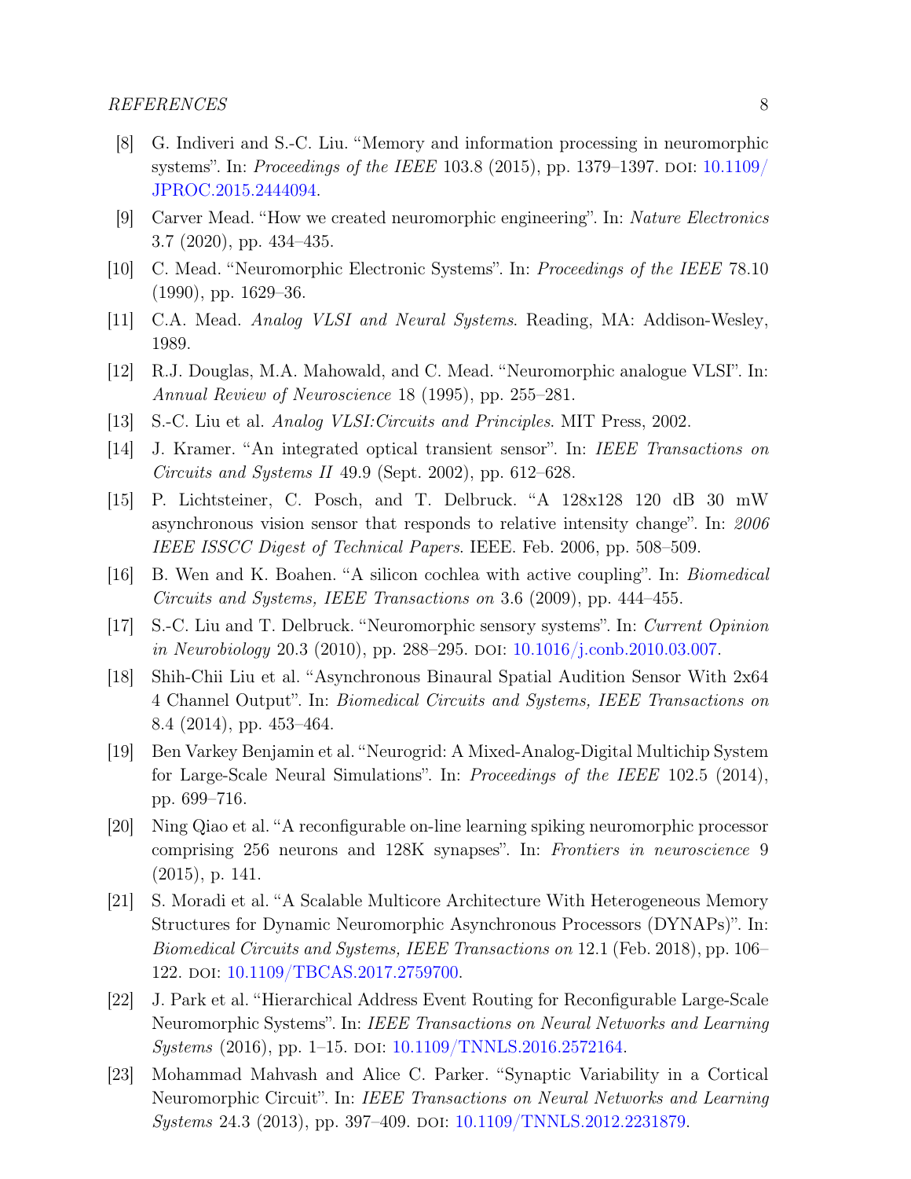[8] G. Indiveri and S.-C. Liu. "Memory and information processing in neuromorphic systems". In: *Proceedings of the IEEE* 103.8 (2015), pp. 1379–1397. DOI: 10.1109/JPROC.2015.2444094.

[9] Carver Mead. "How we created neuromorphic engineering". In: *Nature Electronics* 3.7 (2020), pp. 434–435.

[10] C. Mead. "Neuromorphic Electronic Systems". In: *Proceedings of the IEEE* 78.10 (1990), pp. 1629–36.

[11] C.A. Mead. *Analog VLSI and Neural Systems*. Reading, MA: Addison-Wesley, 1989.

[12] R.J. Douglas, M.A. Mahowald, and C. Mead. "Neuromorphic analogue VLSI". In: *Annual Review of Neuroscience* 18 (1995), pp. 255–281.

[13] S.-C. Liu et al. *Analog VLSI:Circuits and Principles*. MIT Press, 2002.

[14] J. Kramer. "An integrated optical transient sensor". In: *IEEE Transactions on Circuits and Systems II* 49.9 (Sept. 2002), pp. 612–628.

[15] P. Lichtsteiner, C. Posch, and T. Delbruck. "A 128x128 120 dB 30 mW asynchronous vision sensor that responds to relative intensity change". In: *2006 IEEE ISSCC Digest of Technical Papers*. IEEE. Feb. 2006, pp. 508–509.

[16] B. Wen and K. Boahen. "A silicon cochlea with active coupling". In: *Biomedical Circuits and Systems, IEEE Transactions on* 3.6 (2009), pp. 444–455.

[17] S.-C. Liu and T. Delbruck. "Neuromorphic sensory systems". In: *Current Opinion in Neurobiology* 20.3 (2010), pp. 288–295. DOI: 10.1016/j.conb.2010.03.007.

[18] Shih-Chii Liu et al. "Asynchronous Binaural Spatial Audition Sensor With 2x64 4 Channel Output". In: *Biomedical Circuits and Systems, IEEE Transactions on* 8.4 (2014), pp. 453–464.

[19] Ben Varkey Benjamin et al. "Neurogrid: A Mixed-Analog-Digital Multichip System for Large-Scale Neural Simulations". In: *Proceedings of the IEEE* 102.5 (2014), pp. 699–716.

[20] Ning Qiao et al. "A reconfigurable on-line learning spiking neuromorphic processor comprising 256 neurons and 128K synapses". In: *Frontiers in neuroscience* 9 (2015), p. 141.

[21] S. Moradi et al. "A Scalable Multicore Architecture With Heterogeneous Memory Structures for Dynamic Neuromorphic Asynchronous Processors (DYNAPs)". In: *Biomedical Circuits and Systems, IEEE Transactions on* 12.1 (Feb. 2018), pp. 106–122. DOI: 10.1109/TBCAS.2017.2759700.

[22] J. Park et al. "Hierarchical Address Event Routing for Reconfigurable Large-Scale Neuromorphic Systems". In: *IEEE Transactions on Neural Networks and Learning Systems* (2016), pp. 1–15. DOI: 10.1109/TNNLS.2016.2572164.

[23] Mohammad Mahvash and Alice C. Parker. "Synaptic Variability in a Cortical Neuromorphic Circuit". In: *IEEE Transactions on Neural Networks and Learning Systems* 24.3 (2013), pp. 397–409. DOI: 10.1109/TNNLS.2012.2231879.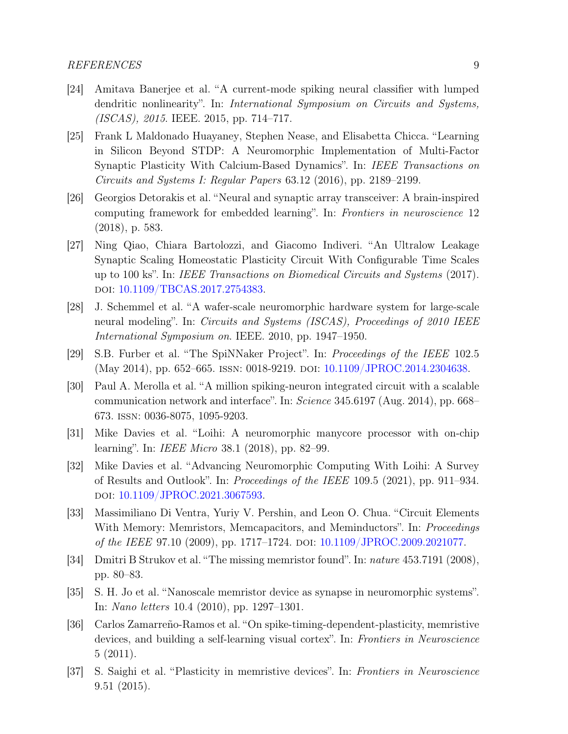[24] Amitava Banerjee et al. "A current-mode spiking neural classifier with lumped dendritic nonlinearity". In: *International Symposium on Circuits and Systems, (ISCAS), 2015*. IEEE. 2015, pp. 714–717.

[25] Frank L Maldonado Huayaney, Stephen Nease, and Elisabetta Chicca. "Learning in Silicon Beyond STDP: A Neuromorphic Implementation of Multi-Factor Synaptic Plasticity With Calcium-Based Dynamics". In: *IEEE Transactions on Circuits and Systems I: Regular Papers* 63.12 (2016), pp. 2189–2199.

[26] Georgios Detorakis et al. "Neural and synaptic array transceiver: A brain-inspired computing framework for embedded learning". In: *Frontiers in neuroscience* 12 (2018), p. 583.

[27] Ning Qiao, Chiara Bartolozzi, and Giacomo Indiveri. "An Ultralow Leakage Synaptic Scaling Homeostatic Plasticity Circuit With Configurable Time Scales up to 100 ks". In: *IEEE Transactions on Biomedical Circuits and Systems* (2017). DOI: 10.1109/TBCAS.2017.2754383.

[28] J. Schemmel et al. "A wafer-scale neuromorphic hardware system for large-scale neural modeling". In: *Circuits and Systems (ISCAS), Proceedings of 2010 IEEE International Symposium on*. IEEE. 2010, pp. 1947–1950.

[29] S.B. Furber et al. "The SpiNNaker Project". In: *Proceedings of the IEEE* 102.5 (May 2014), pp. 652–665. ISSN: 0018-9219. DOI: 10.1109/JPROC.2014.2304638.

[30] Paul A. Merolla et al. "A million spiking-neuron integrated circuit with a scalable communication network and interface". In: *Science* 345.6197 (Aug. 2014), pp. 668–673. ISSN: 0036-8075, 1095-9203.

[31] Mike Davies et al. "Loihi: A neuromorphic manycore processor with on-chip learning". In: *IEEE Micro* 38.1 (2018), pp. 82–99.

[32] Mike Davies et al. "Advancing Neuromorphic Computing With Loihi: A Survey of Results and Outlook". In: *Proceedings of the IEEE* 109.5 (2021), pp. 911–934. DOI: 10.1109/JPROC.2021.3067593.

[33] Massimiliano Di Ventra, Yuriy V. Pershin, and Leon O. Chua. "Circuit Elements With Memory: Memristors, Memcapacitors, and Meminductors". In: *Proceedings of the IEEE* 97.10 (2009), pp. 1717–1724. DOI: 10.1109/JPROC.2009.2021077.

[34] Dmitri B Strukov et al. "The missing memristor found". In: *nature* 453.7191 (2008), pp. 80–83.

[35] S. H. Jo et al. "Nanoscale memristor device as synapse in neuromorphic systems". In: *Nano letters* 10.4 (2010), pp. 1297–1301.

[36] Carlos Zamarreño-Ramos et al. "On spike-timing-dependent-plasticity, memristive devices, and building a self-learning visual cortex". In: *Frontiers in Neuroscience* 5 (2011).

[37] S. Saighi et al. "Plasticity in memristive devices". In: *Frontiers in Neuroscience* 9.51 (2015).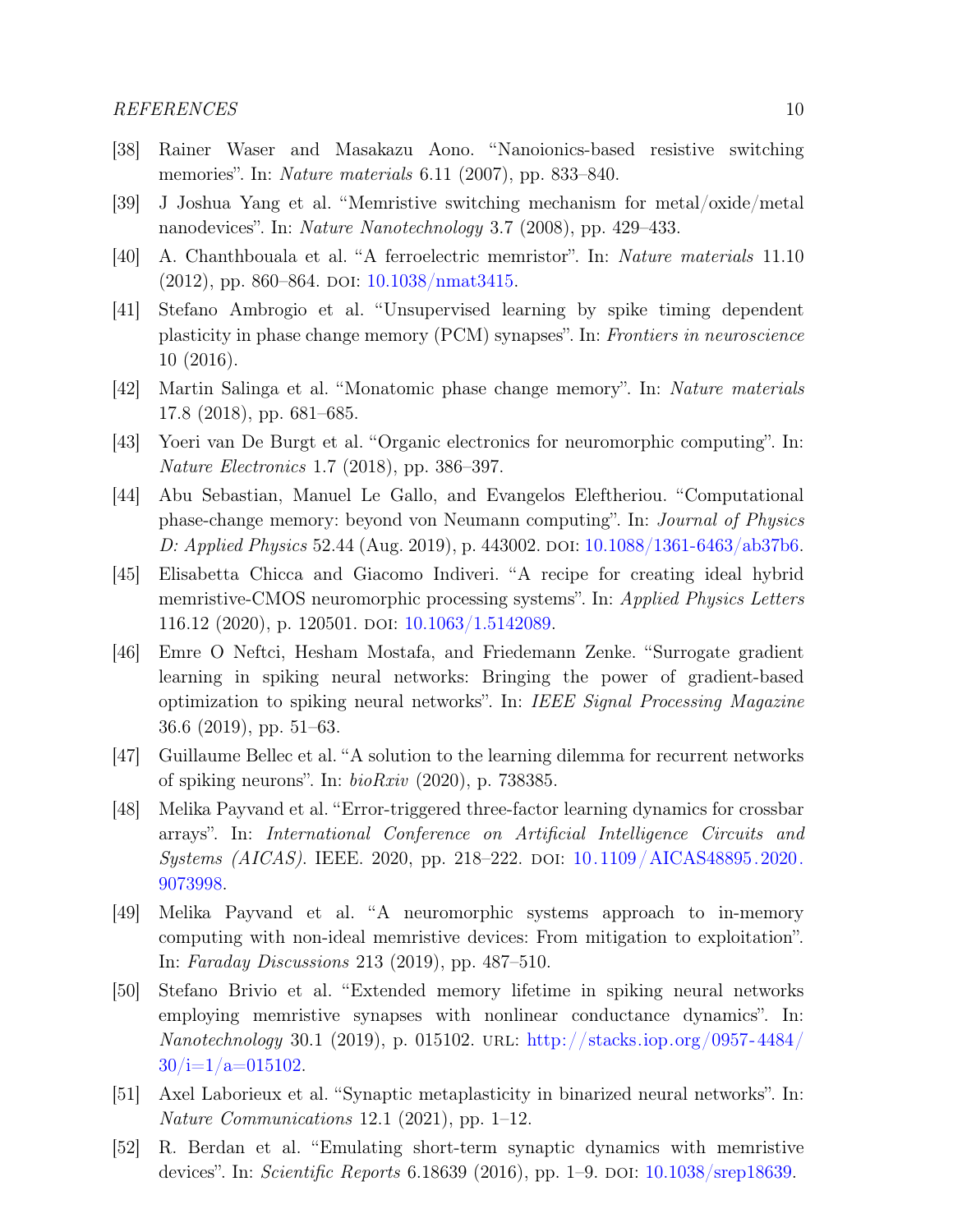[38] Rainer Waser and Masakazu Aono. “Nanoionics-based resistive switching memories”. In: *Nature materials* 6.11 (2007), pp. 833–840.

[39] J Joshua Yang et al. “Memristive switching mechanism for metal/oxide/metal nanodevices”. In: *Nature Nanotechnology* 3.7 (2008), pp. 429–433.

[40] A. Chanthbouala et al. “A ferroelectric memristor”. In: *Nature materials* 11.10 (2012), pp. 860–864. DOI: 10.1038/nmat3415.

[41] Stefano Ambrogio et al. “Unsupervised learning by spike timing dependent plasticity in phase change memory (PCM) synapses”. In: *Frontiers in neuroscience* 10 (2016).

[42] Martin Salinga et al. “Monatomic phase change memory”. In: *Nature materials* 17.8 (2018), pp. 681–685.

[43] Yoeri van De Burgt et al. “Organic electronics for neuromorphic computing”. In: *Nature Electronics* 1.7 (2018), pp. 386–397.

[44] Abu Sebastian, Manuel Le Gallo, and Evangelos Eleftheriou. “Computational phase-change memory: beyond von Neumann computing”. In: *Journal of Physics D: Applied Physics* 52.44 (Aug. 2019), p. 443002. DOI: 10.1088/1361-6463/ab37b6.

[45] Elisabetta Chicca and Giacomo Indiveri. “A recipe for creating ideal hybrid memristive-CMOS neuromorphic processing systems”. In: *Applied Physics Letters* 116.12 (2020), p. 120501. DOI: 10.1063/1.5142089.

[46] Emre O Neftci, Hesham Mostafa, and Friedemann Zenke. “Surrogate gradient learning in spiking neural networks: Bringing the power of gradient-based optimization to spiking neural networks”. In: *IEEE Signal Processing Magazine* 36.6 (2019), pp. 51–63.

[47] Guillaume Bellec et al. “A solution to the learning dilemma for recurrent networks of spiking neurons”. In: *bioRxiv* (2020), p. 738385.

[48] Melika Payvand et al. “Error-triggered three-factor learning dynamics for crossbar arrays”. In: *International Conference on Artificial Intelligence Circuits and Systems (AICAS)*. IEEE. 2020, pp. 218–222. DOI: 10.1109/AICAS48895.2020.9073998.

[49] Melika Payvand et al. “A neuromorphic systems approach to in-memory computing with non-ideal memristive devices: From mitigation to exploitation”. In: *Faraday Discussions* 213 (2019), pp. 487–510.

[50] Stefano Brivio et al. “Extended memory lifetime in spiking neural networks employing memristive synapses with nonlinear conductance dynamics”. In: *Nanotechnology* 30.1 (2019), p. 015102. URL: http://stacks.iop.org/0957-4484/30/i=1/a=015102.

[51] Axel Laborieux et al. “Synaptic metaplasticity in binarized neural networks”. In: *Nature Communications* 12.1 (2021), pp. 1–12.

[52] R. Berdan et al. “Emulating short-term synaptic dynamics with memristive devices”. In: *Scientific Reports* 6.18639 (2016), pp. 1–9. DOI: 10.1038/srep18639.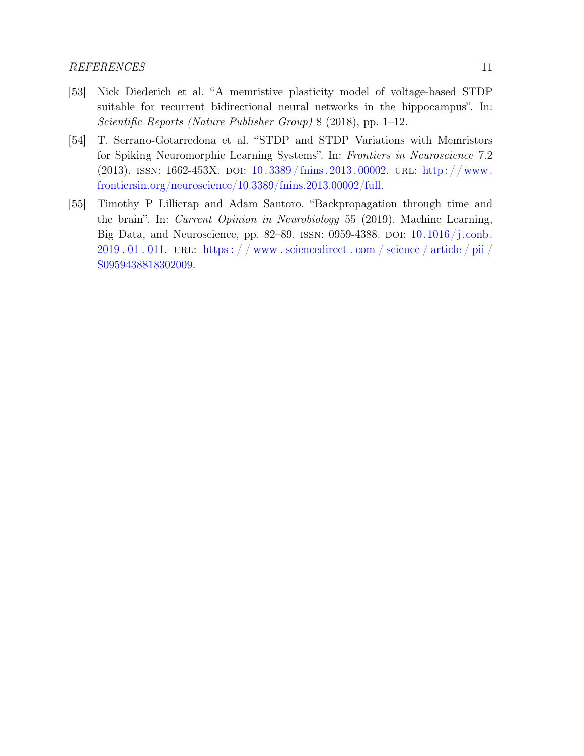[53] Nick Diederich et al. "A memristive plasticity model of voltage-based STDP suitable for recurrent bidirectional neural networks in the hippocampus". In: *Scientific Reports (Nature Publisher Group)* 8 (2018), pp. 1–12.

[54] T. Serrano-Gotarredona et al. "STDP and STDP Variations with Memristors for Spiking Neuromorphic Learning Systems". In: *Frontiers in Neuroscience* 7.2 (2013). ISSN: 1662-453X. DOI: 10.3389/fnins.2013.00002. URL: http://www.frontiersin.org/neuroscience/10.3389/fnins.2013.00002/full.

[55] Timothy P Lillicrap and Adam Santoro. "Backpropagation through time and the brain". In: *Current Opinion in Neurobiology* 55 (2019). Machine Learning, Big Data, and Neuroscience, pp. 82–89. ISSN: 0959-4388. DOI: 10.1016/j.conb.2019.01.011. URL: https://www.sciencedirect.com/science/article/pii/S0959438818302009.